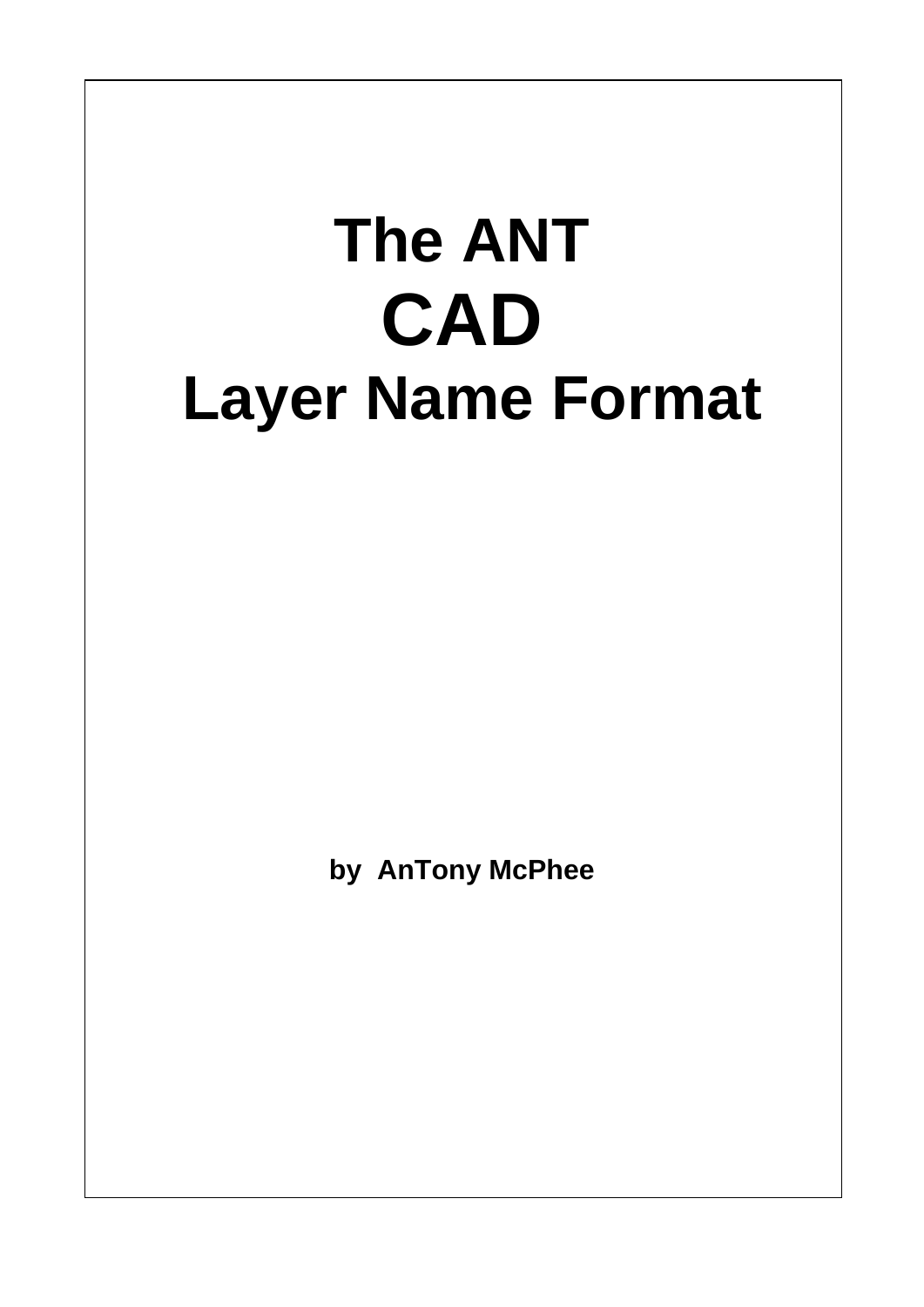# The ANT
# CAD
# Layer Name Format

**by AnTony McPhee**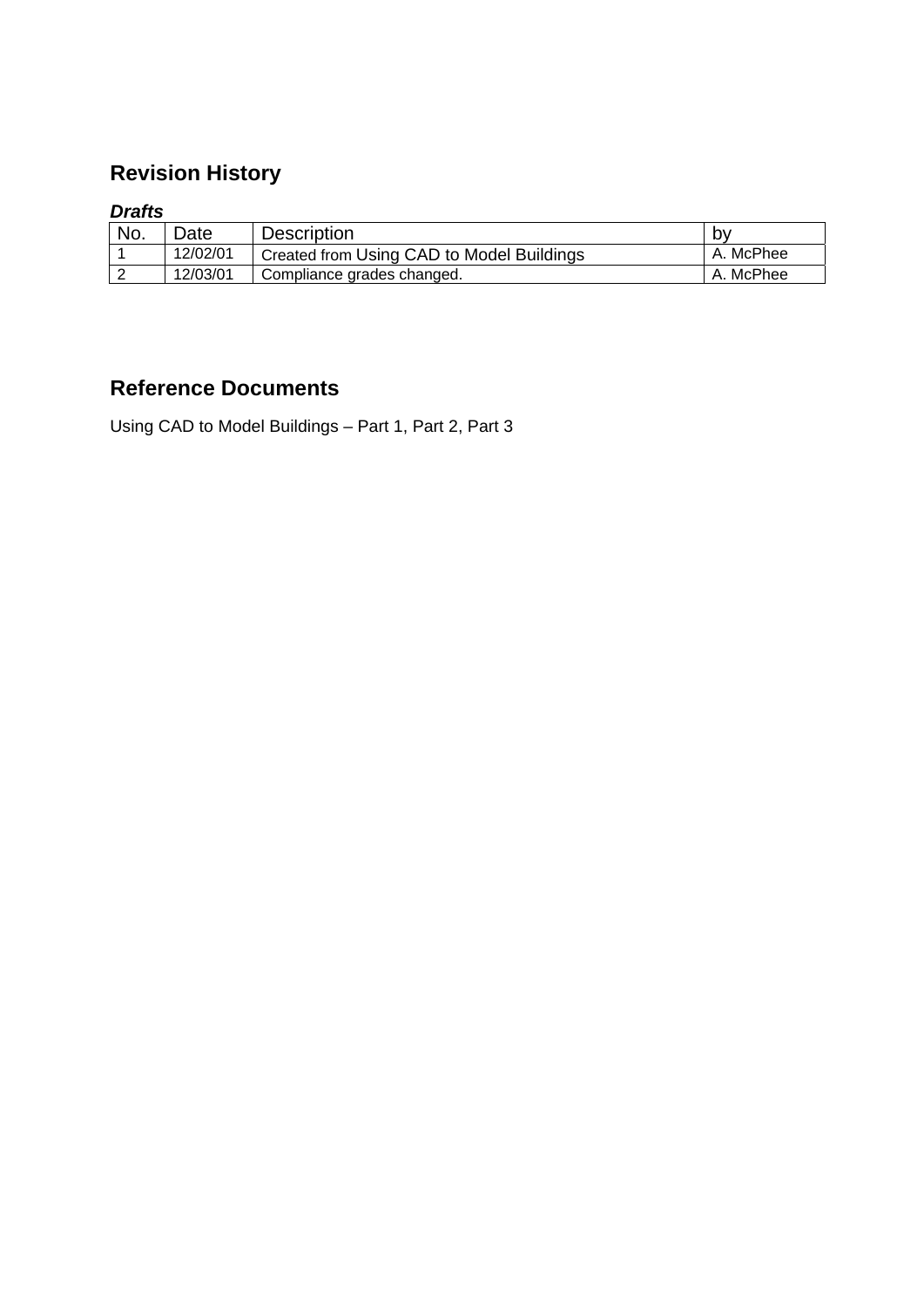## Revision History

***Drafts***

| No. | Date | Description | by |
|---|---|---|---|
| 1 | 12/02/01 | Created from Using CAD to Model Buildings | A. McPhee |
| 2 | 12/03/01 | Compliance grades changed. | A. McPhee |

## Reference Documents

Using CAD to Model Buildings – Part 1, Part 2, Part 3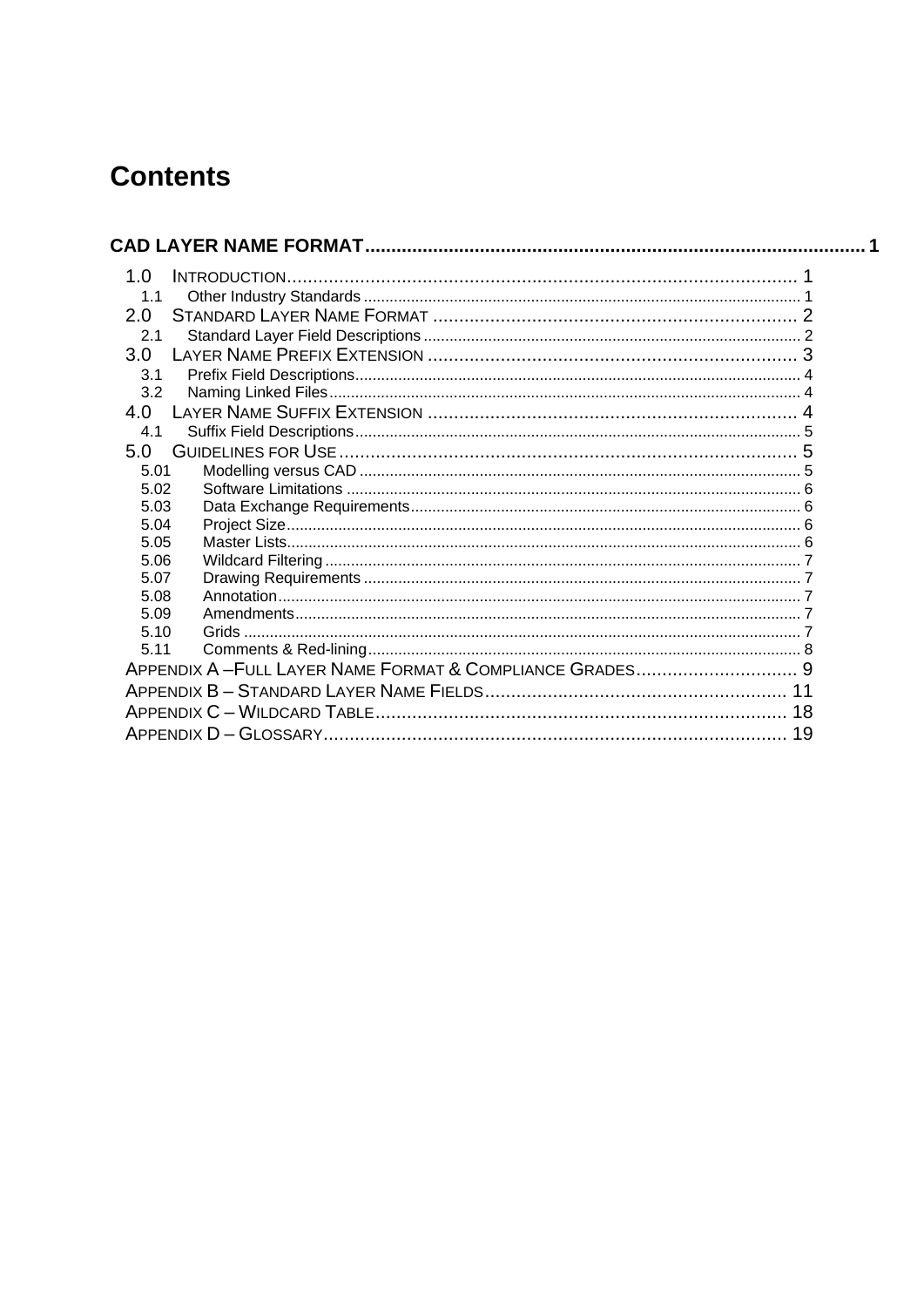# Contents

**CAD LAYER NAME FORMAT** ..... 1

- 1.0 INTRODUCTION ..... 1
  - 1.1 Other Industry Standards ..... 1
- 2.0 STANDARD LAYER NAME FORMAT ..... 2
  - 2.1 Standard Layer Field Descriptions ..... 2
- 3.0 LAYER NAME PREFIX EXTENSION ..... 3
  - 3.1 Prefix Field Descriptions ..... 4
  - 3.2 Naming Linked Files ..... 4
- 4.0 LAYER NAME SUFFIX EXTENSION ..... 4
  - 4.1 Suffix Field Descriptions ..... 5
- 5.0 GUIDELINES FOR USE ..... 5
  - 5.01 Modelling versus CAD ..... 5
  - 5.02 Software Limitations ..... 6
  - 5.03 Data Exchange Requirements ..... 6
  - 5.04 Project Size ..... 6
  - 5.05 Master Lists ..... 6
  - 5.06 Wildcard Filtering ..... 7
  - 5.07 Drawing Requirements ..... 7
  - 5.08 Annotation ..... 7
  - 5.09 Amendments ..... 7
  - 5.10 Grids ..... 7
  - 5.11 Comments & Red-lining ..... 8
- APPENDIX A – FULL LAYER NAME FORMAT & COMPLIANCE GRADES ..... 9
- APPENDIX B – STANDARD LAYER NAME FIELDS ..... 11
- APPENDIX C – WILDCARD TABLE ..... 18
- APPENDIX D – GLOSSARY ..... 19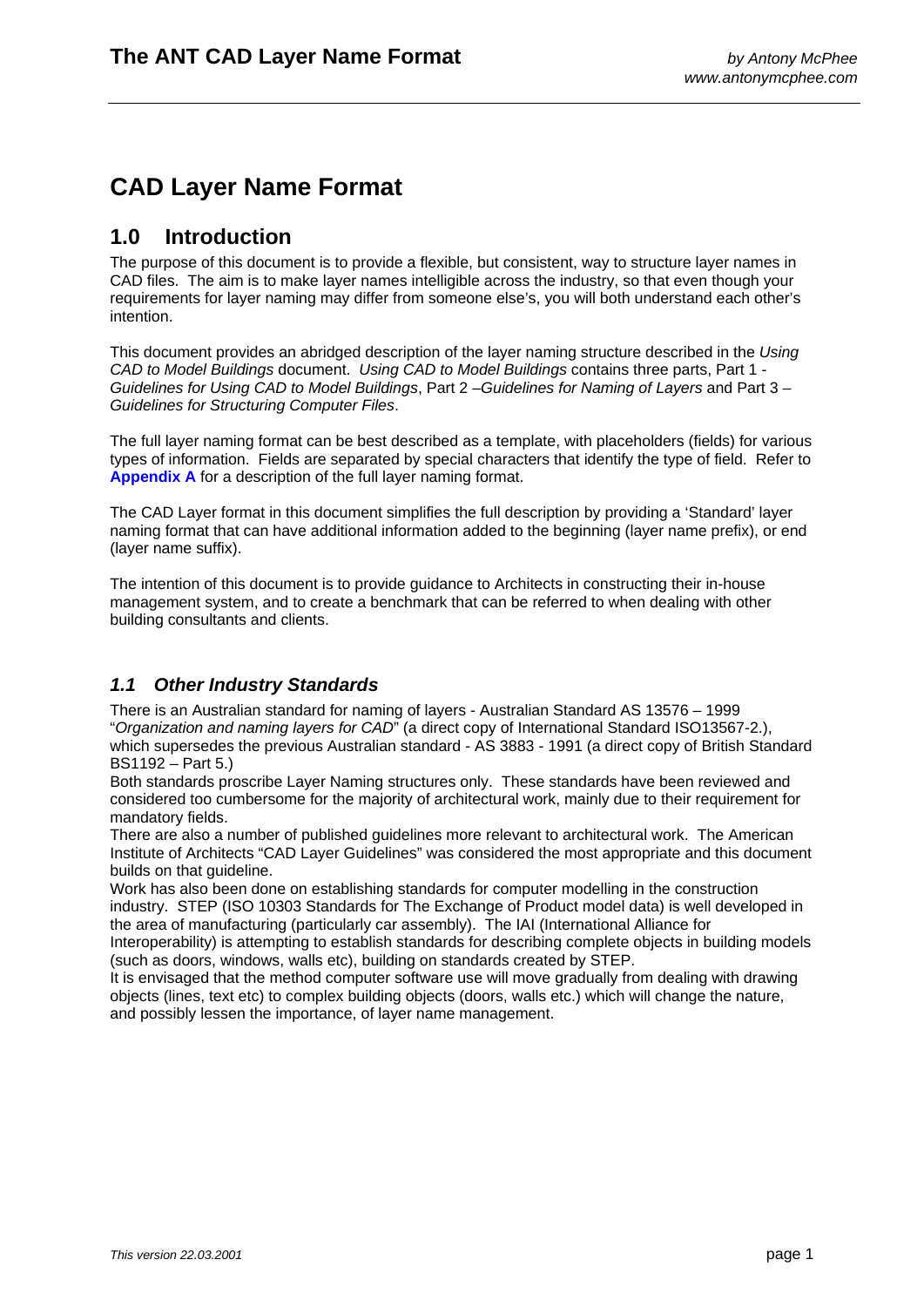# CAD Layer Name Format

## 1.0 Introduction

The purpose of this document is to provide a flexible, but consistent, way to structure layer names in CAD files. The aim is to make layer names intelligible across the industry, so that even though your requirements for layer naming may differ from someone else's, you will both understand each other's intention.

This document provides an abridged description of the layer naming structure described in the *Using CAD to Model Buildings* document. *Using CAD to Model Buildings* contains three parts, Part 1 - *Guidelines for Using CAD to Model Buildings*, Part 2 –*Guidelines for Naming of Layers* and Part 3 – *Guidelines for Structuring Computer Files*.

The full layer naming format can be best described as a template, with placeholders (fields) for various types of information. Fields are separated by special characters that identify the type of field. Refer to **Appendix A** for a description of the full layer naming format.

The CAD Layer format in this document simplifies the full description by providing a 'Standard' layer naming format that can have additional information added to the beginning (layer name prefix), or end (layer name suffix).

The intention of this document is to provide guidance to Architects in constructing their in-house management system, and to create a benchmark that can be referred to when dealing with other building consultants and clients.

### *1.1 Other Industry Standards*

There is an Australian standard for naming of layers - Australian Standard AS 13576 – 1999 "*Organization and naming layers for CAD*" (a direct copy of International Standard ISO13567-2.), which supersedes the previous Australian standard - AS 3883 - 1991 (a direct copy of British Standard BS1192 – Part 5.)
Both standards proscribe Layer Naming structures only. These standards have been reviewed and considered too cumbersome for the majority of architectural work, mainly due to their requirement for mandatory fields.
There are also a number of published guidelines more relevant to architectural work. The American Institute of Architects "CAD Layer Guidelines" was considered the most appropriate and this document builds on that guideline.
Work has also been done on establishing standards for computer modelling in the construction industry. STEP (ISO 10303 Standards for The Exchange of Product model data) is well developed in the area of manufacturing (particularly car assembly). The IAI (International Alliance for Interoperability) is attempting to establish standards for describing complete objects in building models (such as doors, windows, walls etc), building on standards created by STEP.
It is envisaged that the method computer software use will move gradually from dealing with drawing objects (lines, text etc) to complex building objects (doors, walls etc.) which will change the nature, and possibly lessen the importance, of layer name management.

*This version 22.03.2001*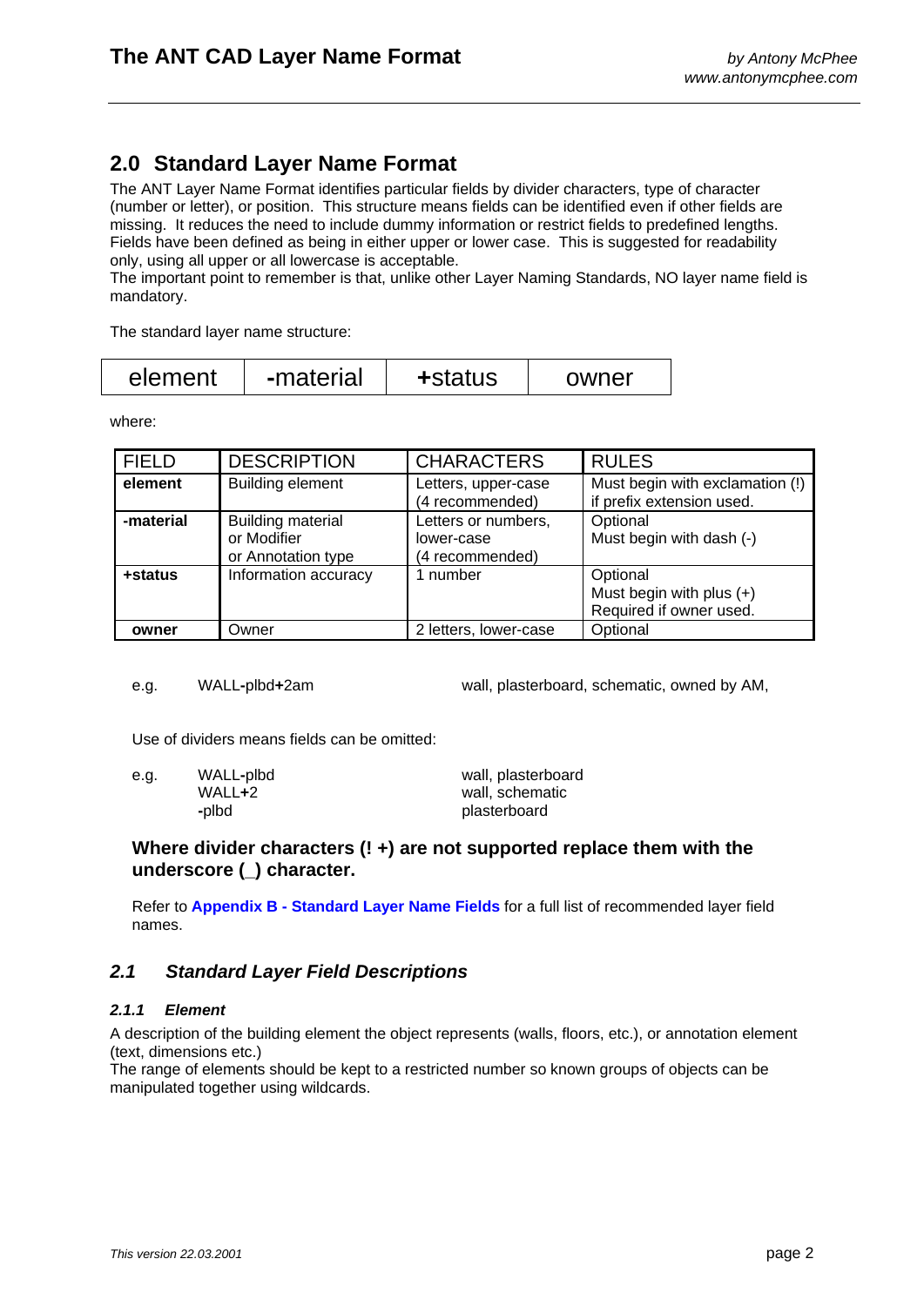## 2.0 Standard Layer Name Format

The ANT Layer Name Format identifies particular fields by divider characters, type of character (number or letter), or position. This structure means fields can be identified even if other fields are missing. It reduces the need to include dummy information or restrict fields to predefined lengths. Fields have been defined as being in either upper or lower case. This is suggested for readability only, using all upper or all lowercase is acceptable.
The important point to remember is that, unlike other Layer Naming Standards, NO layer name field is mandatory.

The standard layer name structure:

| element | **-**material | **+**status | owner |
|---|---|---|---|

where:

| FIELD | DESCRIPTION | CHARACTERS | RULES |
|---|---|---|---|
| **element** | Building element | Letters, upper-case (4 recommended) | Must begin with exclamation (!) if prefix extension used. |
| **-material** | Building material or Modifier or Annotation type | Letters or numbers, lower-case (4 recommended) | Optional<br>Must begin with dash (-) |
| **+status** | Information accuracy | 1 number | Optional<br>Must begin with plus (+)<br>Required if owner used. |
| **owner** | Owner | 2 letters, lower-case | Optional |

e.g. WALL**-**plbd**+**2am — wall, plasterboard, schematic, owned by AM,

Use of dividers means fields can be omitted:

e.g.
- WALL**-**plbd — wall, plasterboard
- WALL**+**2 — wall, schematic
- **-**plbd — plasterboard

**Where divider characters (! +) are not supported replace them with the underscore (_) character.**

Refer to **Appendix B - Standard Layer Name Fields** for a full list of recommended layer field names.

### *2.1 Standard Layer Field Descriptions*

#### *2.1.1 Element*

A description of the building element the object represents (walls, floors, etc.), or annotation element (text, dimensions etc.)
The range of elements should be kept to a restricted number so known groups of objects can be manipulated together using wildcards.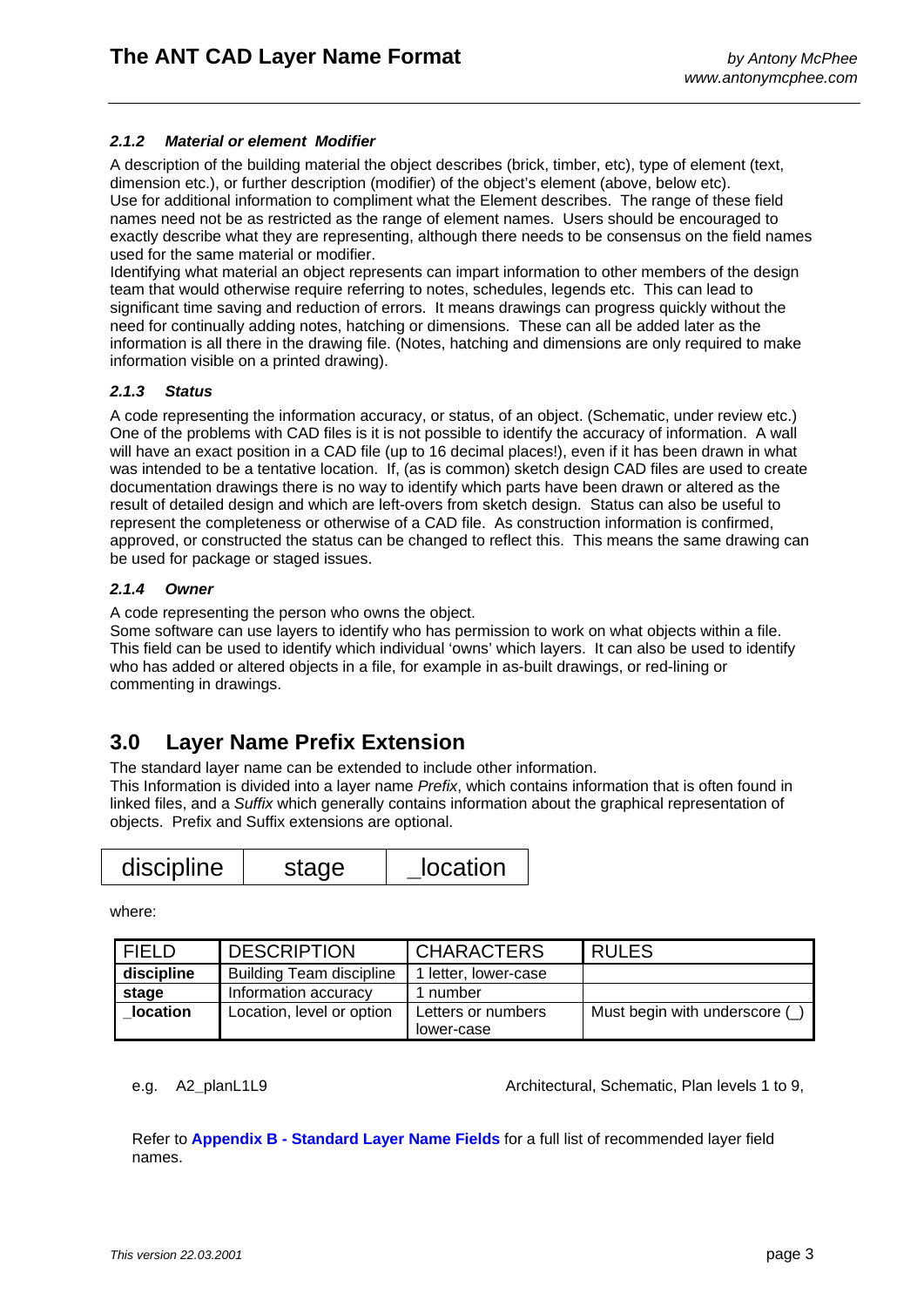#### 2.1.2 Material or element Modifier

A description of the building material the object describes (brick, timber, etc), type of element (text, dimension etc.), or further description (modifier) of the object's element (above, below etc).
Use for additional information to compliment what the Element describes. The range of these field names need not be as restricted as the range of element names. Users should be encouraged to exactly describe what they are representing, although there needs to be consensus on the field names used for the same material or modifier.
Identifying what material an object represents can impart information to other members of the design team that would otherwise require referring to notes, schedules, legends etc. This can lead to significant time saving and reduction of errors. It means drawings can progress quickly without the need for continually adding notes, hatching or dimensions. These can all be added later as the information is all there in the drawing file. (Notes, hatching and dimensions are only required to make information visible on a printed drawing).

#### 2.1.3 Status

A code representing the information accuracy, or status, of an object. (Schematic, under review etc.)
One of the problems with CAD files is it is not possible to identify the accuracy of information. A wall will have an exact position in a CAD file (up to 16 decimal places!), even if it has been drawn in what was intended to be a tentative location. If, (as is common) sketch design CAD files are used to create documentation drawings there is no way to identify which parts have been drawn or altered as the result of detailed design and which are left-overs from sketch design. Status can also be useful to represent the completeness or otherwise of a CAD file. As construction information is confirmed, approved, or constructed the status can be changed to reflect this. This means the same drawing can be used for package or staged issues.

#### 2.1.4 Owner

A code representing the person who owns the object.
Some software can use layers to identify who has permission to work on what objects within a file. This field can be used to identify which individual 'owns' which layers. It can also be used to identify who has added or altered objects in a file, for example in as-built drawings, or red-lining or commenting in drawings.

## 3.0 Layer Name Prefix Extension

The standard layer name can be extended to include other information.
This Information is divided into a layer name *Prefix*, which contains information that is often found in linked files, and a *Suffix* which generally contains information about the graphical representation of objects. Prefix and Suffix extensions are optional.

| discipline | stage | _location |
|---|---|---|

where:

| FIELD | DESCRIPTION | CHARACTERS | RULES |
|---|---|---|---|
| **discipline** | Building Team discipline | 1 letter, lower-case | |
| **stage** | Information accuracy | 1 number | |
| **_location** | Location, level or option | Letters or numbers lower-case | Must begin with underscore (_) |

e.g. A2_planL1L9 Architectural, Schematic, Plan levels 1 to 9,

Refer to **Appendix B - Standard Layer Name Fields** for a full list of recommended layer field names.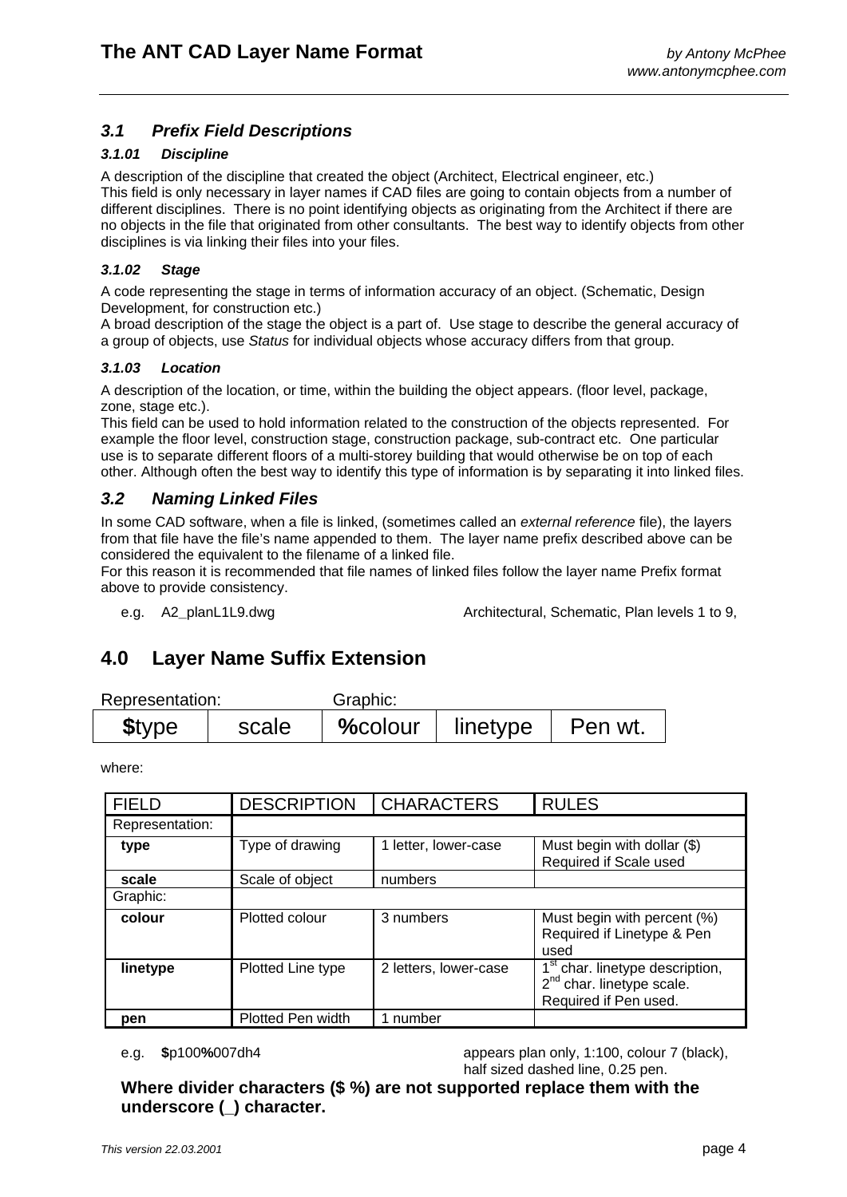### 3.1 Prefix Field Descriptions

#### 3.1.01 Discipline

A description of the discipline that created the object (Architect, Electrical engineer, etc.)
This field is only necessary in layer names if CAD files are going to contain objects from a number of different disciplines. There is no point identifying objects as originating from the Architect if there are no objects in the file that originated from other consultants. The best way to identify objects from other disciplines is via linking their files into your files.

#### 3.1.02 Stage

A code representing the stage in terms of information accuracy of an object. (Schematic, Design Development, for construction etc.)
A broad description of the stage the object is a part of. Use stage to describe the general accuracy of a group of objects, use *Status* for individual objects whose accuracy differs from that group.

#### 3.1.03 Location

A description of the location, or time, within the building the object appears. (floor level, package, zone, stage etc.).
This field can be used to hold information related to the construction of the objects represented. For example the floor level, construction stage, construction package, sub-contract etc. One particular use is to separate different floors of a multi-storey building that would otherwise be on top of each other. Although often the best way to identify this type of information is by separating it into linked files.

### 3.2 Naming Linked Files

In some CAD software, when a file is linked, (sometimes called an *external reference* file), the layers from that file have the file's name appended to them. The layer name prefix described above can be considered the equivalent to the filename of a linked file.
For this reason it is recommended that file names of linked files follow the layer name Prefix format above to provide consistency.

e.g. A2_planL1L9.dwg — Architectural, Schematic, Plan levels 1 to 9,

## 4.0 Layer Name Suffix Extension

| Representation: | | Graphic: | | |
|---|---|---|---|---|
| **$**type | scale | **%**colour | linetype | Pen wt. |

where:

| FIELD | DESCRIPTION | CHARACTERS | RULES |
|---|---|---|---|
| Representation: | | | |
| **type** | Type of drawing | 1 letter, lower-case | Must begin with dollar ($) Required if Scale used |
| **scale** | Scale of object | numbers | |
| Graphic: | | | |
| **colour** | Plotted colour | 3 numbers | Must begin with percent (%) Required if Linetype & Pen used |
| **linetype** | Plotted Line type | 2 letters, lower-case | 1st char. linetype description, 2nd char. linetype scale. Required if Pen used. |
| **pen** | Plotted Pen width | 1 number | |

e.g. **$**p100**%**007dh4 — appears plan only, 1:100, colour 7 (black), half sized dashed line, 0.25 pen.

**Where divider characters ($ %) are not supported replace them with the underscore (_) character.**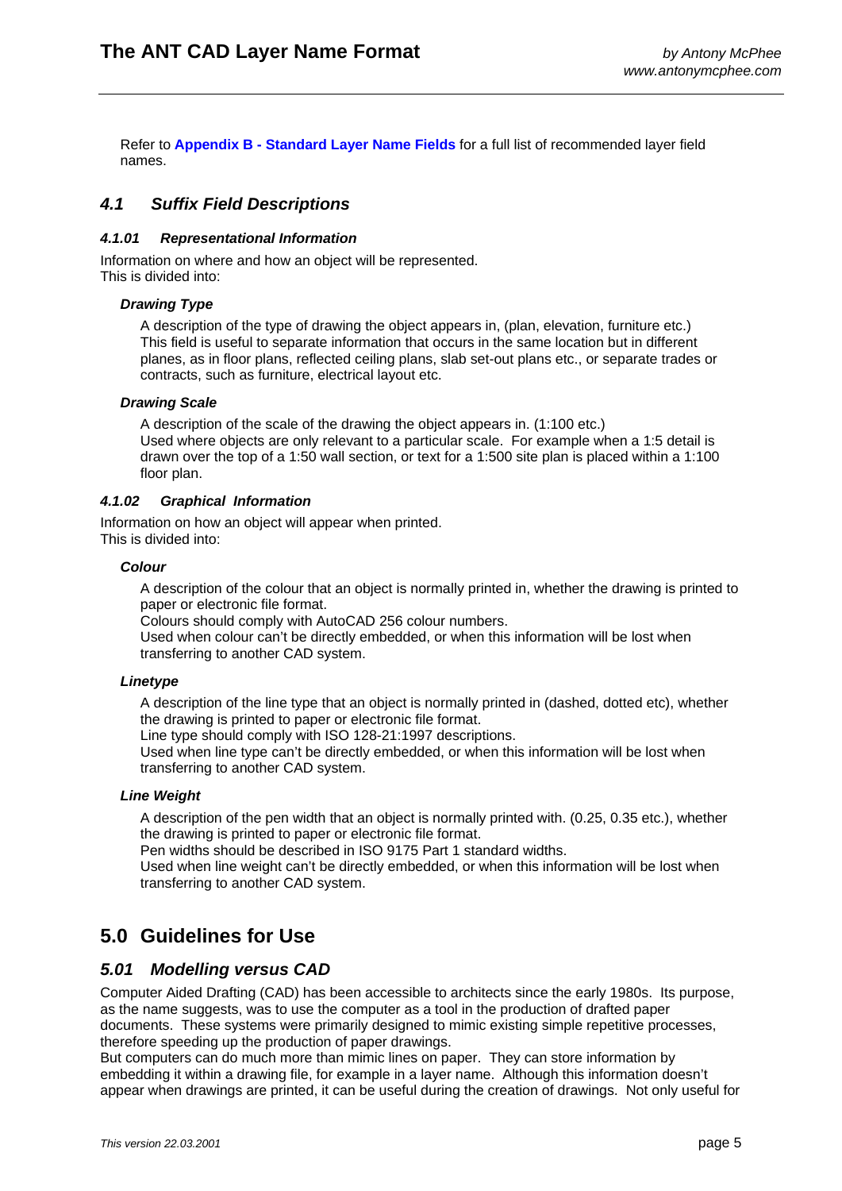Refer to **Appendix B - Standard Layer Name Fields** for a full list of recommended layer field names.

## *4.1 Suffix Field Descriptions*

#### *4.1.01 Representational Information*

Information on where and how an object will be represented.
This is divided into:

##### *Drawing Type*

A description of the type of drawing the object appears in, (plan, elevation, furniture etc.)
This field is useful to separate information that occurs in the same location but in different planes, as in floor plans, reflected ceiling plans, slab set-out plans etc., or separate trades or contracts, such as furniture, electrical layout etc.

##### *Drawing Scale*

A description of the scale of the drawing the object appears in. (1:100 etc.)
Used where objects are only relevant to a particular scale. For example when a 1:5 detail is drawn over the top of a 1:50 wall section, or text for a 1:500 site plan is placed within a 1:100 floor plan.

#### *4.1.02 Graphical Information*

Information on how an object will appear when printed.
This is divided into:

##### *Colour*

A description of the colour that an object is normally printed in, whether the drawing is printed to paper or electronic file format.
Colours should comply with AutoCAD 256 colour numbers.
Used when colour can't be directly embedded, or when this information will be lost when transferring to another CAD system.

##### *Linetype*

A description of the line type that an object is normally printed in (dashed, dotted etc), whether the drawing is printed to paper or electronic file format.
Line type should comply with ISO 128-21:1997 descriptions.
Used when line type can't be directly embedded, or when this information will be lost when transferring to another CAD system.

##### *Line Weight*

A description of the pen width that an object is normally printed with. (0.25, 0.35 etc.), whether the drawing is printed to paper or electronic file format.
Pen widths should be described in ISO 9175 Part 1 standard widths.
Used when line weight can't be directly embedded, or when this information will be lost when transferring to another CAD system.

# 5.0 Guidelines for Use

## *5.01 Modelling versus CAD*

Computer Aided Drafting (CAD) has been accessible to architects since the early 1980s. Its purpose, as the name suggests, was to use the computer as a tool in the production of drafted paper documents. These systems were primarily designed to mimic existing simple repetitive processes, therefore speeding up the production of paper drawings.
But computers can do much more than mimic lines on paper. They can store information by embedding it within a drawing file, for example in a layer name. Although this information doesn't appear when drawings are printed, it can be useful during the creation of drawings. Not only useful for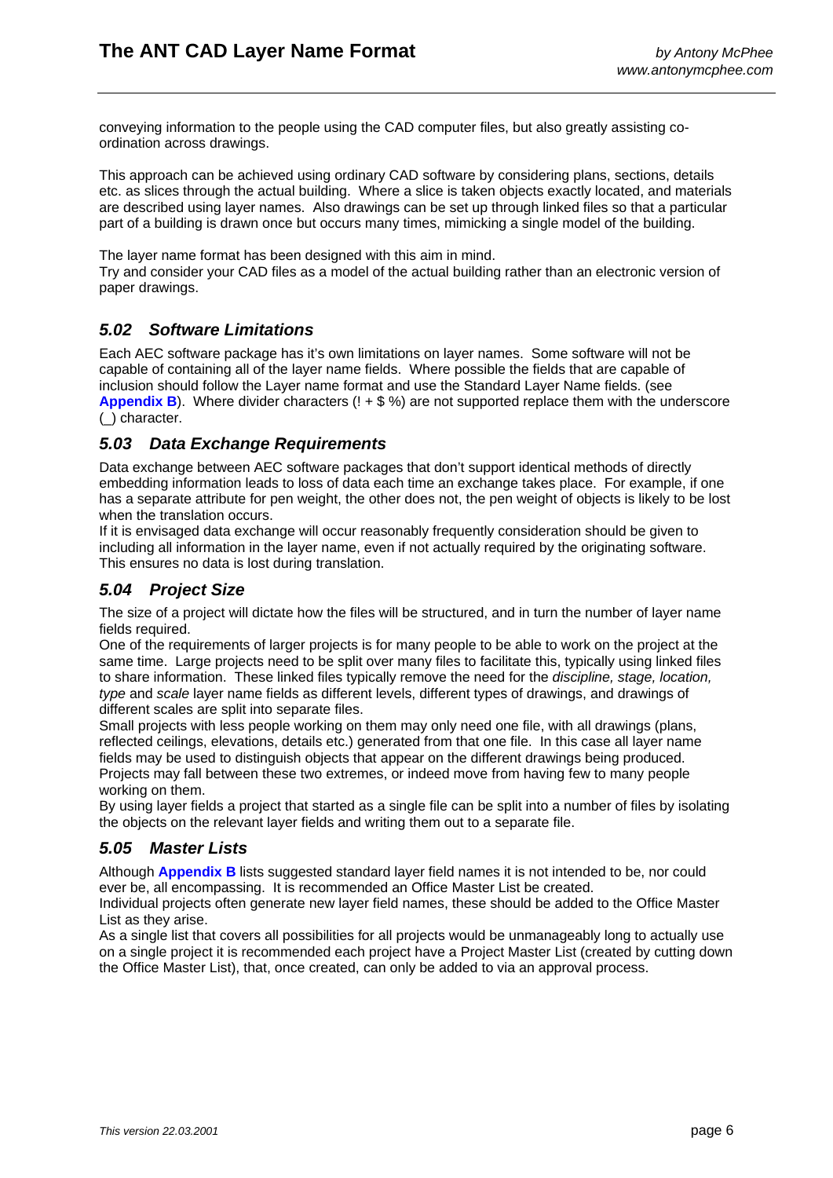conveying information to the people using the CAD computer files, but also greatly assisting co-ordination across drawings.

This approach can be achieved using ordinary CAD software by considering plans, sections, details etc. as slices through the actual building. Where a slice is taken objects exactly located, and materials are described using layer names. Also drawings can be set up through linked files so that a particular part of a building is drawn once but occurs many times, mimicking a single model of the building.

The layer name format has been designed with this aim in mind.
Try and consider your CAD files as a model of the actual building rather than an electronic version of paper drawings.

### *5.02 Software Limitations*

Each AEC software package has it's own limitations on layer names. Some software will not be capable of containing all of the layer name fields. Where possible the fields that are capable of inclusion should follow the Layer name format and use the Standard Layer Name fields. (see **Appendix B**). Where divider characters (! + $ %) are not supported replace them with the underscore (_) character.

### *5.03 Data Exchange Requirements*

Data exchange between AEC software packages that don't support identical methods of directly embedding information leads to loss of data each time an exchange takes place. For example, if one has a separate attribute for pen weight, the other does not, the pen weight of objects is likely to be lost when the translation occurs.
If it is envisaged data exchange will occur reasonably frequently consideration should be given to including all information in the layer name, even if not actually required by the originating software. This ensures no data is lost during translation.

### *5.04 Project Size*

The size of a project will dictate how the files will be structured, and in turn the number of layer name fields required.
One of the requirements of larger projects is for many people to be able to work on the project at the same time. Large projects need to be split over many files to facilitate this, typically using linked files to share information. These linked files typically remove the need for the *discipline, stage, location, type* and *scale* layer name fields as different levels, different types of drawings, and drawings of different scales are split into separate files.
Small projects with less people working on them may only need one file, with all drawings (plans, reflected ceilings, elevations, details etc.) generated from that one file. In this case all layer name fields may be used to distinguish objects that appear on the different drawings being produced.
Projects may fall between these two extremes, or indeed move from having few to many people working on them.
By using layer fields a project that started as a single file can be split into a number of files by isolating the objects on the relevant layer fields and writing them out to a separate file.

### *5.05 Master Lists*

Although **Appendix B** lists suggested standard layer field names it is not intended to be, nor could ever be, all encompassing. It is recommended an Office Master List be created.
Individual projects often generate new layer field names, these should be added to the Office Master List as they arise.
As a single list that covers all possibilities for all projects would be unmanageably long to actually use on a single project it is recommended each project have a Project Master List (created by cutting down the Office Master List), that, once created, can only be added to via an approval process.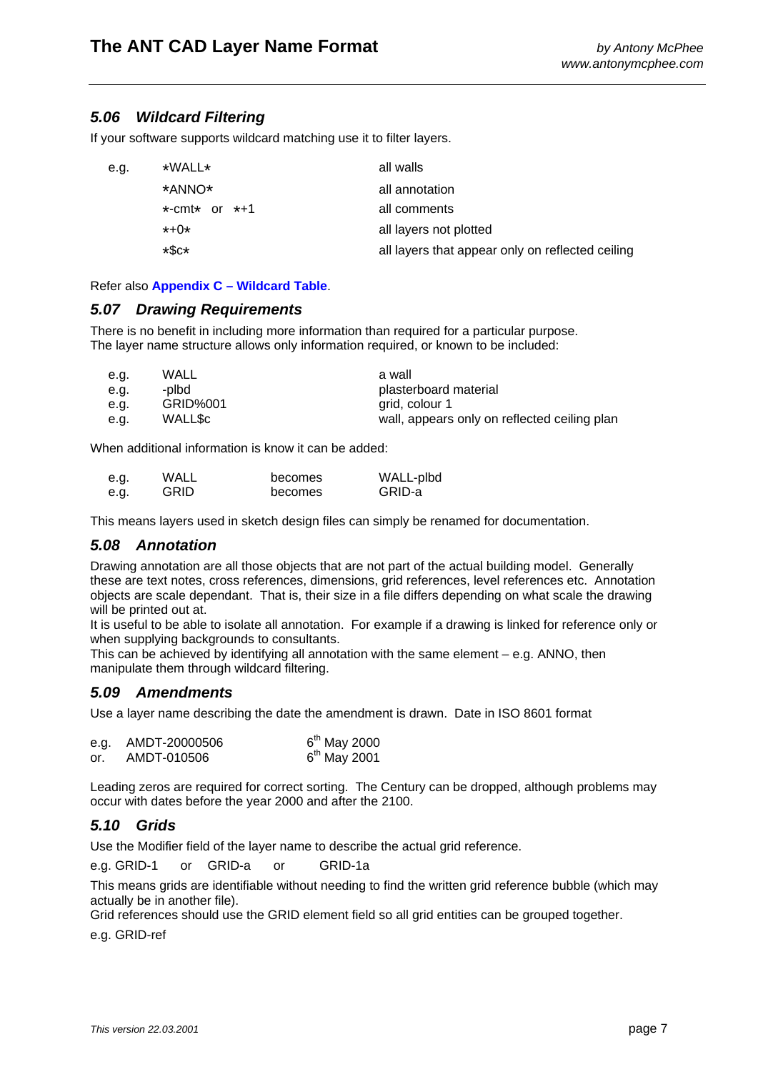## 5.06 Wildcard Filtering

If your software supports wildcard matching use it to filter layers.

| | | |
|---|---|---|
| e.g. | *WALL* | all walls |
| | *ANNO* | all annotation |
| | *-cmt* or *+1 | all comments |
| | *+0* | all layers not plotted |
| | *$c* | all layers that appear only on reflected ceiling |

Refer also **Appendix C – Wildcard Table**.

## 5.07 Drawing Requirements

There is no benefit in including more information than required for a particular purpose.
The layer name structure allows only information required, or known to be included:

| | | |
|---|---|---|
| e.g. | WALL | a wall |
| e.g. | -plbd | plasterboard material |
| e.g. | GRID%001 | grid, colour 1 |
| e.g. | WALL$c | wall, appears only on reflected ceiling plan |

When additional information is know it can be added:

| | | | |
|---|---|---|---|
| e.g. | WALL | becomes | WALL-plbd |
| e.g. | GRID | becomes | GRID-a |

This means layers used in sketch design files can simply be renamed for documentation.

## 5.08 Annotation

Drawing annotation are all those objects that are not part of the actual building model. Generally these are text notes, cross references, dimensions, grid references, level references etc. Annotation objects are scale dependant. That is, their size in a file differs depending on what scale the drawing will be printed out at.
It is useful to be able to isolate all annotation. For example if a drawing is linked for reference only or when supplying backgrounds to consultants.
This can be achieved by identifying all annotation with the same element – e.g. ANNO, then manipulate them through wildcard filtering.

## 5.09 Amendments

Use a layer name describing the date the amendment is drawn. Date in ISO 8601 format

| | | |
|---|---|---|
| e.g. | AMDT-20000506 | 6th May 2000 |
| or. | AMDT-010506 | 6th May 2001 |

Leading zeros are required for correct sorting. The Century can be dropped, although problems may occur with dates before the year 2000 and after the 2100.

## 5.10 Grids

Use the Modifier field of the layer name to describe the actual grid reference.

e.g. GRID-1 or GRID-a or GRID-1a

This means grids are identifiable without needing to find the written grid reference bubble (which may actually be in another file).
Grid references should use the GRID element field so all grid entities can be grouped together.

e.g. GRID-ref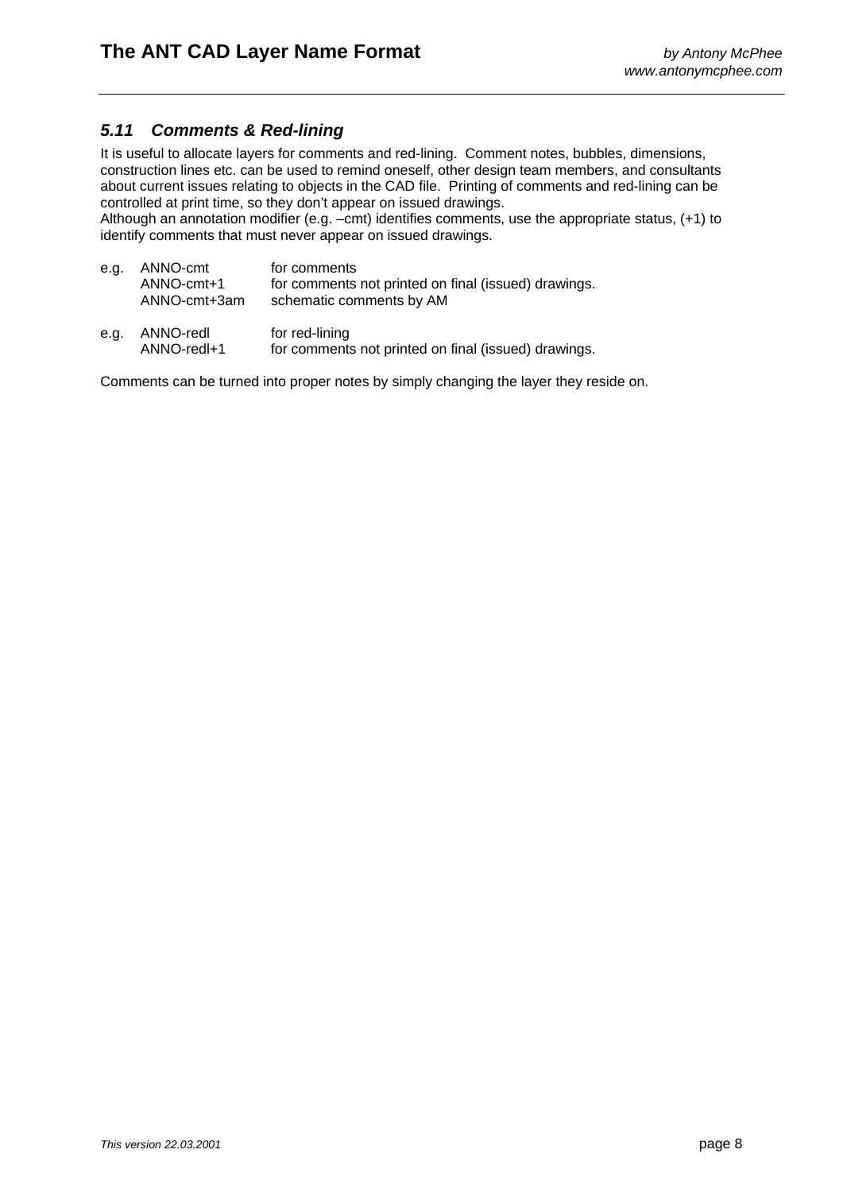### *5.11 Comments & Red-lining*

It is useful to allocate layers for comments and red-lining. Comment notes, bubbles, dimensions, construction lines etc. can be used to remind oneself, other design team members, and consultants about current issues relating to objects in the CAD file. Printing of comments and red-lining can be controlled at print time, so they don't appear on issued drawings.
Although an annotation modifier (e.g. –cmt) identifies comments, use the appropriate status, (+1) to identify comments that must never appear on issued drawings.

| | | |
|---|---|---|
| e.g. | ANNO-cmt | for comments |
| | ANNO-cmt+1 | for comments not printed on final (issued) drawings. |
| | ANNO-cmt+3am | schematic comments by AM |

| | | |
|---|---|---|
| e.g. | ANNO-redl | for red-lining |
| | ANNO-redl+1 | for comments not printed on final (issued) drawings. |

Comments can be turned into proper notes by simply changing the layer they reside on.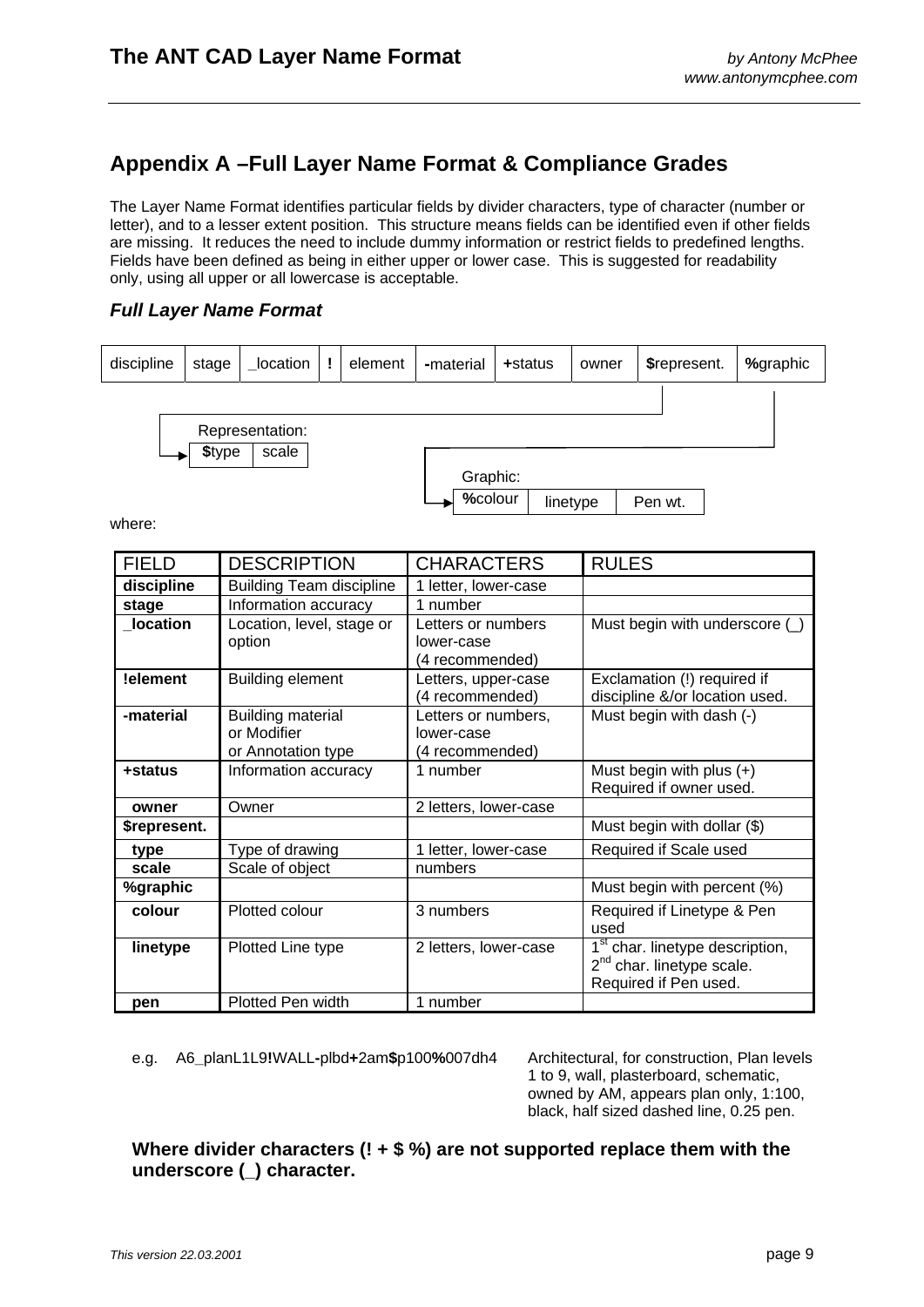## Appendix A –Full Layer Name Format & Compliance Grades

The Layer Name Format identifies particular fields by divider characters, type of character (number or letter), and to a lesser extent position. This structure means fields can be identified even if other fields are missing. It reduces the need to include dummy information or restrict fields to predefined lengths. Fields have been defined as being in either upper or lower case. This is suggested for readability only, using all upper or all lowercase is acceptable.

### *Full Layer Name Format*

| discipline | stage | _location | ! | element | -material | +status | owner | $represent. | %graphic |
|---|---|---|---|---|---|---|---|---|---|

Representation:

| $type | scale |
|---|---|

Graphic:

| %colour | linetype | Pen wt. |
|---|---|---|

where:

| FIELD | DESCRIPTION | CHARACTERS | RULES |
|---|---|---|---|
| **discipline** | Building Team discipline | 1 letter, lower-case | |
| **stage** | Information accuracy | 1 number | |
| **_location** | Location, level, stage or option | Letters or numbers lower-case (4 recommended) | Must begin with underscore (_) |
| **!element** | Building element | Letters, upper-case (4 recommended) | Exclamation (!) required if discipline &/or location used. |
| **-material** | Building material or Modifier or Annotation type | Letters or numbers, lower-case (4 recommended) | Must begin with dash (-) |
| **+status** | Information accuracy | 1 number | Must begin with plus (+) Required if owner used. |
| **owner** | Owner | 2 letters, lower-case | |
| **$represent.** | | | Must begin with dollar ($) |
| **type** | Type of drawing | 1 letter, lower-case | Required if Scale used |
| **scale** | Scale of object | numbers | |
| **%graphic** | | | Must begin with percent (%) |
| **colour** | Plotted colour | 3 numbers | Required if Linetype & Pen used |
| **linetype** | Plotted Line type | 2 letters, lower-case | 1st char. linetype description, 2nd char. linetype scale. Required if Pen used. |
| **pen** | Plotted Pen width | 1 number | |

e.g. A6_planL1L9**!**WALL**-**plbd**+**2am**$**p100**%**007dh4 — Architectural, for construction, Plan levels 1 to 9, wall, plasterboard, schematic, owned by AM, appears plan only, 1:100, black, half sized dashed line, 0.25 pen.

**Where divider characters (! + $ %) are not supported replace them with the underscore (_) character.**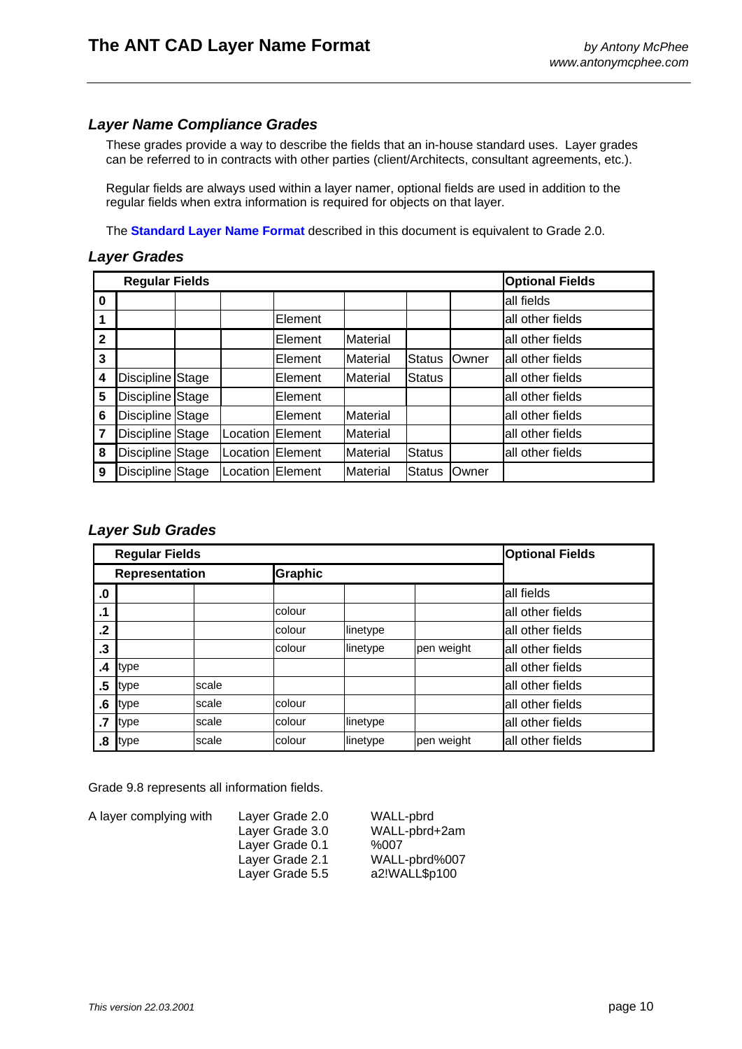## *Layer Name Compliance Grades*

These grades provide a way to describe the fields that an in-house standard uses. Layer grades can be referred to in contracts with other parties (client/Architects, consultant agreements, etc.).

Regular fields are always used within a layer namer, optional fields are used in addition to the regular fields when extra information is required for objects on that layer.

The **Standard Layer Name Format** described in this document is equivalent to Grade 2.0.

## *Layer Grades*

| | Regular Fields | | | | | | | Optional Fields |
|---|---|---|---|---|---|---|---|---|
| **0** | | | | | | | | all fields |
| **1** | | | | Element | | | | all other fields |
| **2** | | | | Element | Material | | | all other fields |
| **3** | | | | Element | Material | Status | Owner | all other fields |
| **4** | Discipline | Stage | | Element | Material | Status | | all other fields |
| **5** | Discipline | Stage | | Element | | | | all other fields |
| **6** | Discipline | Stage | | Element | Material | | | all other fields |
| **7** | Discipline | Stage | Location | Element | Material | | | all other fields |
| **8** | Discipline | Stage | Location | Element | Material | Status | | all other fields |
| **9** | Discipline | Stage | Location | Element | Material | Status | Owner | |

## *Layer Sub Grades*

| | Regular Fields | | | | | Optional Fields |
|---|---|---|---|---|---|---|
| | **Representation** | | **Graphic** | | | |
| **.0** | | | | | | all fields |
| **.1** | | | colour | | | all other fields |
| **.2** | | | colour | linetype | | all other fields |
| **.3** | | | colour | linetype | pen weight | all other fields |
| **.4** | type | | | | | all other fields |
| **.5** | type | scale | | | | all other fields |
| **.6** | type | scale | colour | | | all other fields |
| **.7** | type | scale | colour | linetype | | all other fields |
| **.8** | type | scale | colour | linetype | pen weight | all other fields |

Grade 9.8 represents all information fields.

A layer complying with

| | |
|---|---|
| Layer Grade 2.0 | WALL-pbrd |
| Layer Grade 3.0 | WALL-pbrd+2am |
| Layer Grade 0.1 | %007 |
| Layer Grade 2.1 | WALL-pbrd%007 |
| Layer Grade 5.5 | a2!WALL$p100 |

*This version 22.03.2001*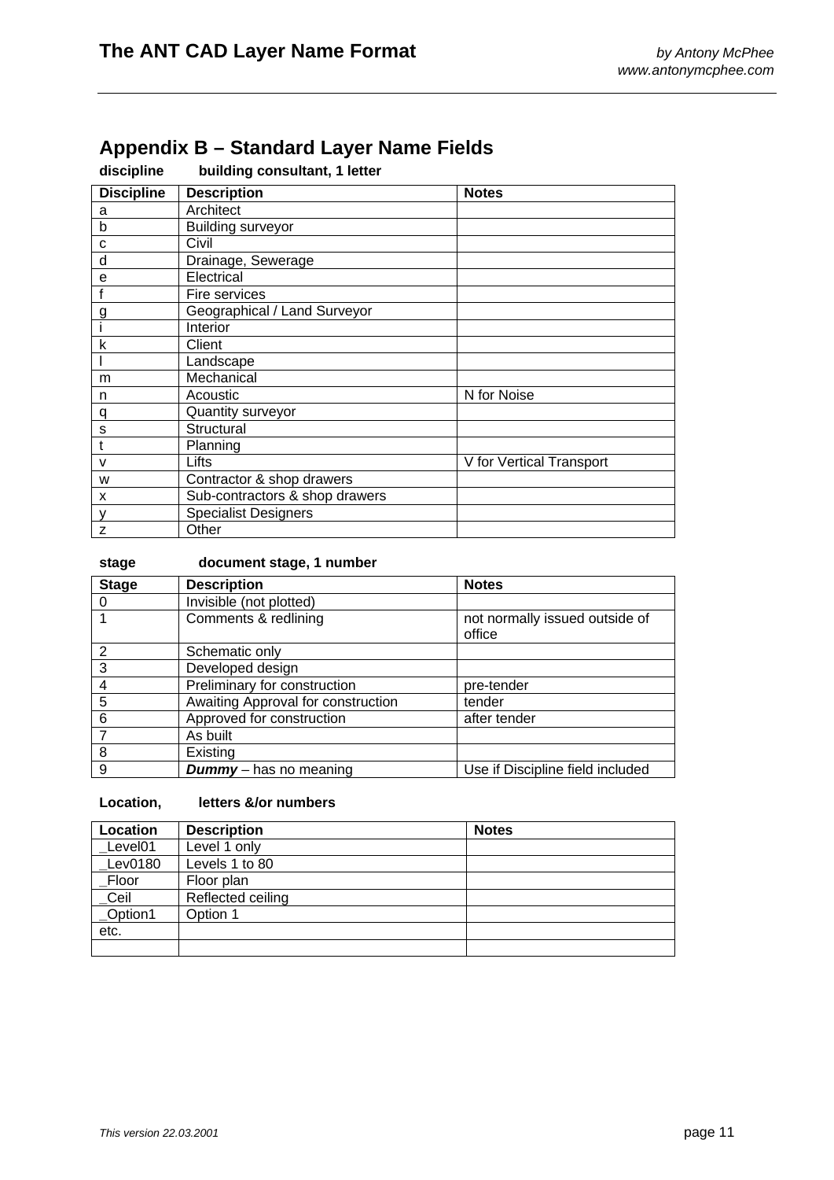## Appendix B – Standard Layer Name Fields

**discipline building consultant, 1 letter**

| Discipline | Description | Notes |
|---|---|---|
| a | Architect | |
| b | Building surveyor | |
| c | Civil | |
| d | Drainage, Sewerage | |
| e | Electrical | |
| f | Fire services | |
| g | Geographical / Land Surveyor | |
| i | Interior | |
| k | Client | |
| l | Landscape | |
| m | Mechanical | |
| n | Acoustic | N for Noise |
| q | Quantity surveyor | |
| s | Structural | |
| t | Planning | |
| v | Lifts | V for Vertical Transport |
| w | Contractor & shop drawers | |
| x | Sub-contractors & shop drawers | |
| y | Specialist Designers | |
| z | Other | |

**stage document stage, 1 number**

| Stage | Description | Notes |
|---|---|---|
| 0 | Invisible (not plotted) | |
| 1 | Comments & redlining | not normally issued outside of office |
| 2 | Schematic only | |
| 3 | Developed design | |
| 4 | Preliminary for construction | pre-tender |
| 5 | Awaiting Approval for construction | tender |
| 6 | Approved for construction | after tender |
| 7 | As built | |
| 8 | Existing | |
| 9 | ***Dummy*** – has no meaning | Use if Discipline field included |

**Location, letters &/or numbers**

| Location | Description | Notes |
|---|---|---|
| _Level01 | Level 1 only | |
| _Lev0180 | Levels 1 to 80 | |
| _Floor | Floor plan | |
| _Ceil | Reflected ceiling | |
| _Option1 | Option 1 | |
| etc. | | |
| | | |

*This version 22.03.2001*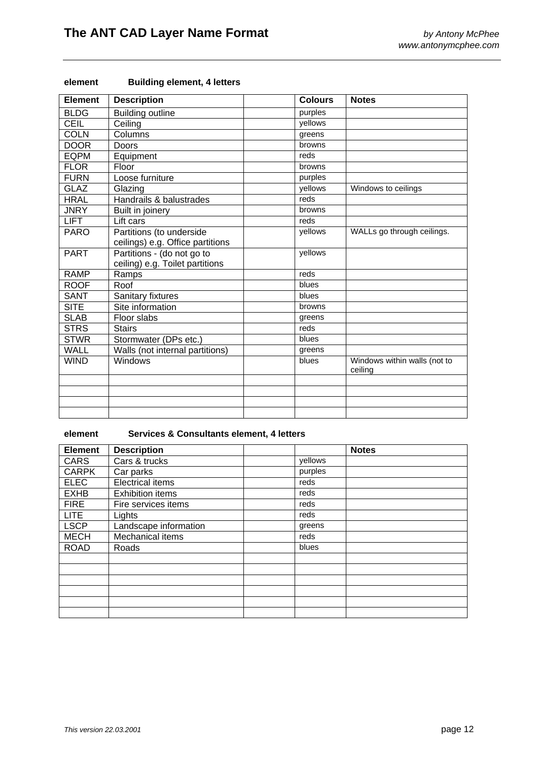**element Building element, 4 letters**

| Element | Description | | Colours | Notes |
|---|---|---|---|---|
| BLDG | Building outline | | purples | |
| CEIL | Ceiling | | yellows | |
| COLN | Columns | | greens | |
| DOOR | Doors | | browns | |
| EQPM | Equipment | | reds | |
| FLOR | Floor | | browns | |
| FURN | Loose furniture | | purples | |
| GLAZ | Glazing | | yellows | Windows to ceilings |
| HRAL | Handrails & balustrades | | reds | |
| JNRY | Built in joinery | | browns | |
| LIFT | Lift cars | | reds | |
| PARO | Partitions (to underside ceilings) e.g. Office partitions | | yellows | WALLs go through ceilings. |
| PART | Partitions - (do not go to ceiling) e.g. Toilet partitions | | yellows | |
| RAMP | Ramps | | reds | |
| ROOF | Roof | | blues | |
| SANT | Sanitary fixtures | | blues | |
| SITE | Site information | | browns | |
| SLAB | Floor slabs | | greens | |
| STRS | Stairs | | reds | |
| STWR | Stormwater (DPs etc.) | | blues | |
| WALL | Walls (not internal partitions) | | greens | |
| WIND | Windows | | blues | Windows within walls (not to ceiling |
| | | | | |
| | | | | |
| | | | | |
| | | | | |

**element Services & Consultants element, 4 letters**

| Element | Description | | | Notes |
|---|---|---|---|---|
| CARS | Cars & trucks | | yellows | |
| CARPK | Car parks | | purples | |
| ELEC | Electrical items | | reds | |
| EXHB | Exhibition items | | reds | |
| FIRE | Fire services items | | reds | |
| LITE | Lights | | reds | |
| LSCP | Landscape information | | greens | |
| MECH | Mechanical items | | reds | |
| ROAD | Roads | | blues | |
| | | | | |
| | | | | |
| | | | | |
| | | | | |
| | | | | |
| | | | | |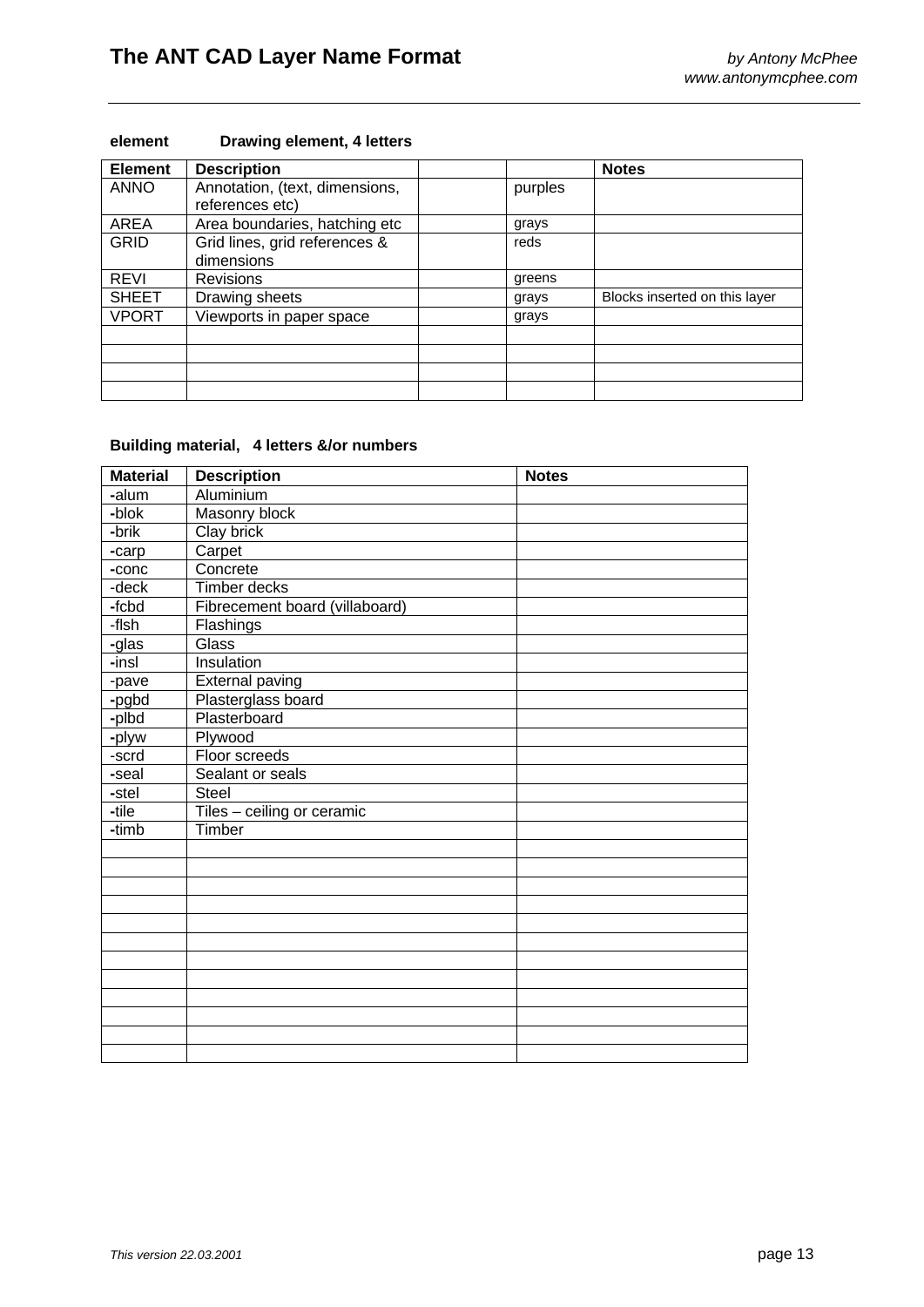**element** **Drawing element, 4 letters**

| Element | Description | | | Notes |
|---|---|---|---|---|
| ANNO | Annotation, (text, dimensions, references etc) | | purples | |
| AREA | Area boundaries, hatching etc | | grays | |
| GRID | Grid lines, grid references & dimensions | | reds | |
| REVI | Revisions | | greens | |
| SHEET | Drawing sheets | | grays | Blocks inserted on this layer |
| VPORT | Viewports in paper space | | grays | |
| | | | | |
| | | | | |
| | | | | |
| | | | | |

**Building material, 4 letters &/or numbers**

| Material | Description | Notes |
|---|---|---|
| -alum | Aluminium | |
| -blok | Masonry block | |
| -brik | Clay brick | |
| -carp | Carpet | |
| -conc | Concrete | |
| -deck | Timber decks | |
| -fcbd | Fibrecement board (villaboard) | |
| -flsh | Flashings | |
| -glas | Glass | |
| -insl | Insulation | |
| -pave | External paving | |
| -pgbd | Plasterglass board | |
| -plbd | Plasterboard | |
| -plyw | Plywood | |
| -scrd | Floor screeds | |
| -seal | Sealant or seals | |
| -stel | Steel | |
| -tile | Tiles – ceiling or ceramic | |
| -timb | Timber | |
| | | |
| | | |
| | | |
| | | |
| | | |
| | | |
| | | |
| | | |
| | | |
| | | |
| | | |
| | | |

*This version 22.03.2001*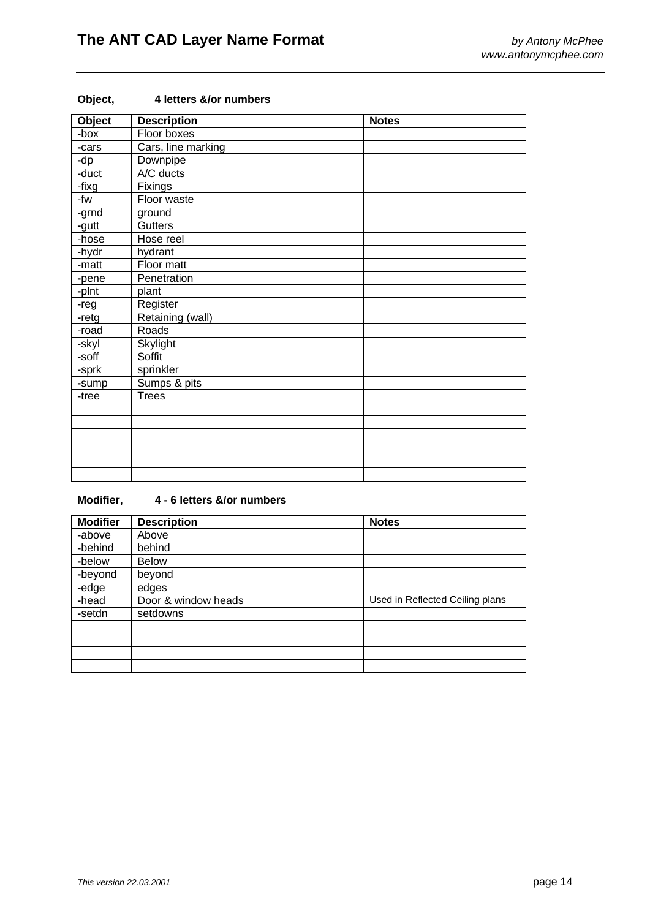**Object,** **4 letters &/or numbers**

| Object | Description | Notes |
|---|---|---|
| -box | Floor boxes | |
| -cars | Cars, line marking | |
| -dp | Downpipe | |
| -duct | A/C ducts | |
| -fixg | Fixings | |
| -fw | Floor waste | |
| -grnd | ground | |
| -gutt | Gutters | |
| -hose | Hose reel | |
| -hydr | hydrant | |
| -matt | Floor matt | |
| -pene | Penetration | |
| -plnt | plant | |
| -reg | Register | |
| -retg | Retaining (wall) | |
| -road | Roads | |
| -skyl | Skylight | |
| -soff | Soffit | |
| -sprk | sprinkler | |
| -sump | Sumps & pits | |
| -tree | Trees | |
| | | |
| | | |
| | | |
| | | |
| | | |
| | | |

**Modifier,** **4 - 6 letters &/or numbers**

| Modifier | Description | Notes |
|---|---|---|
| -above | Above | |
| -behind | behind | |
| -below | Below | |
| -beyond | beyond | |
| -edge | edges | |
| -head | Door & window heads | Used in Reflected Ceiling plans |
| -setdn | setdowns | |
| | | |
| | | |
| | | |
| | | |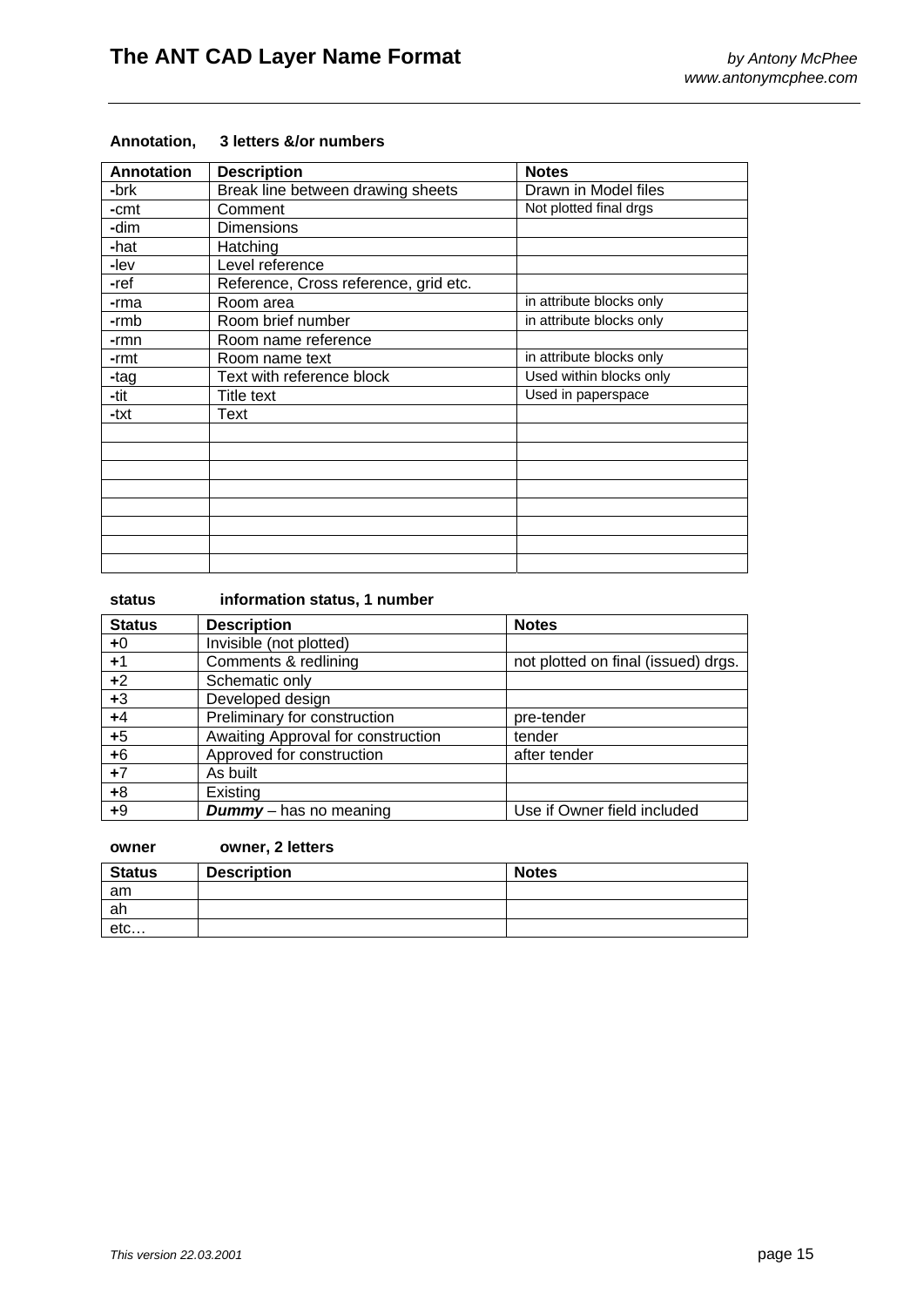**Annotation, 3 letters &/or numbers**

| Annotation | Description | Notes |
|---|---|---|
| **-**brk | Break line between drawing sheets | Drawn in Model files |
| **-**cmt | Comment | Not plotted final drgs |
| **-**dim | Dimensions | |
| **-**hat | Hatching | |
| **-**lev | Level reference | |
| **-**ref | Reference, Cross reference, grid etc. | |
| **-**rma | Room area | in attribute blocks only |
| **-**rmb | Room brief number | in attribute blocks only |
| **-**rmn | Room name reference | |
| **-**rmt | Room name text | in attribute blocks only |
| **-**tag | Text with reference block | Used within blocks only |
| **-**tit | Title text | Used in paperspace |
| **-**txt | Text | |
| | | |
| | | |
| | | |
| | | |
| | | |
| | | |
| | | |
| | | |

**status information status, 1 number**

| Status | Description | Notes |
|---|---|---|
| **+**0 | Invisible (not plotted) | |
| **+**1 | Comments & redlining | not plotted on final (issued) drgs. |
| **+**2 | Schematic only | |
| **+**3 | Developed design | |
| **+**4 | Preliminary for construction | pre-tender |
| **+**5 | Awaiting Approval for construction | tender |
| **+**6 | Approved for construction | after tender |
| **+**7 | As built | |
| **+**8 | Existing | |
| **+**9 | ***Dummy*** – has no meaning | Use if Owner field included |

**owner owner, 2 letters**

| Status | Description | Notes |
|---|---|---|
| am | | |
| ah | | |
| etc… | | |

*This version 22.03.2001*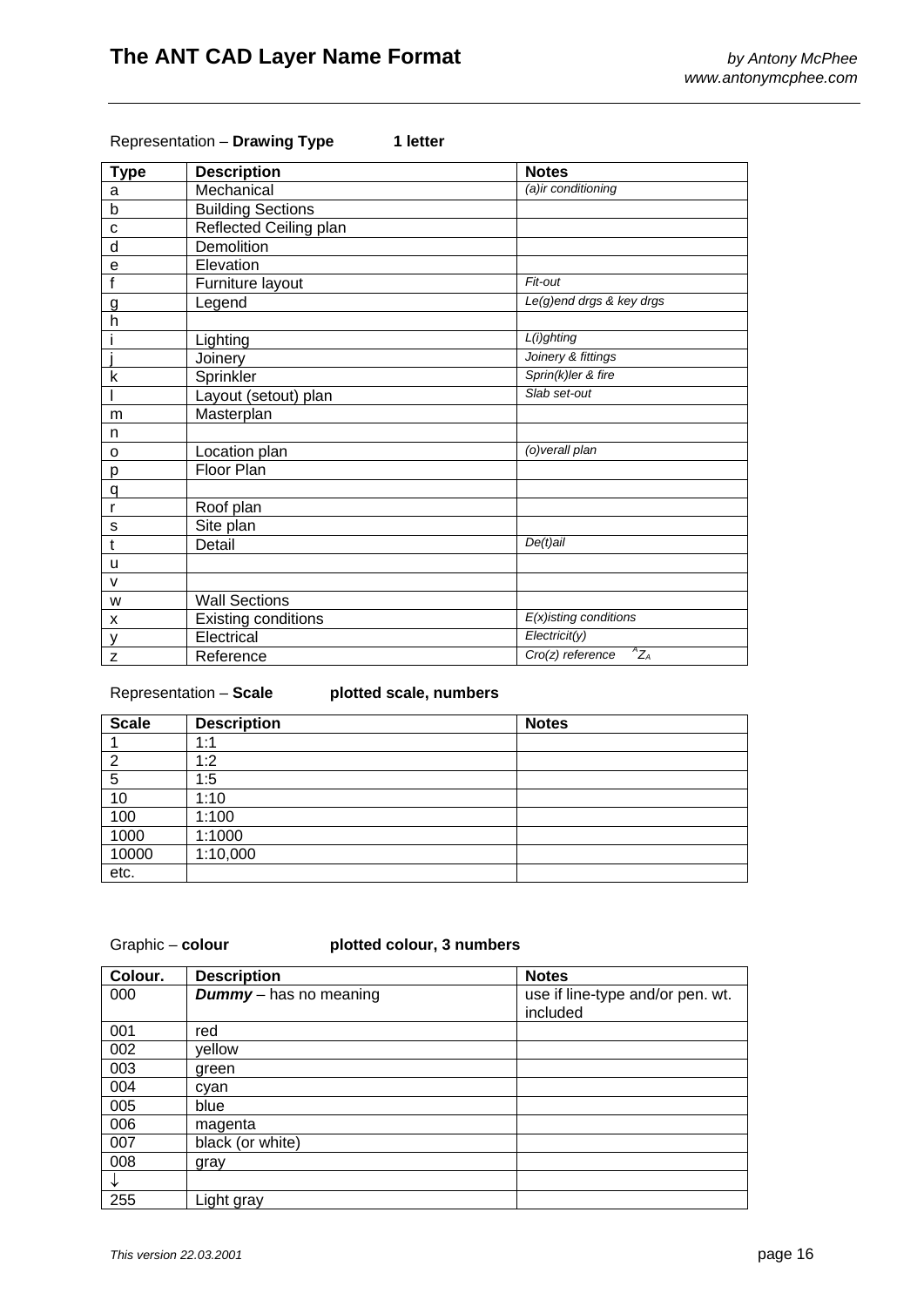Representation – **Drawing Type** **1 letter**

| Type | Description | Notes |
|---|---|---|
| a | Mechanical | *(a)ir conditioning* |
| b | Building Sections | |
| c | Reflected Ceiling plan | |
| d | Demolition | |
| e | Elevation | |
| f | Furniture layout | *Fit-out* |
| g | Legend | *Le(g)end drgs & key drgs* |
| h | | |
| i | Lighting | *L(i)ghting* |
| j | Joinery | *Joinery & fittings* |
| k | Sprinkler | *Sprin(k)ler & fire* |
| l | Layout (setout) plan | *Slab set-out* |
| m | Masterplan | |
| n | | |
| o | Location plan | *(o)verall plan* |
| p | Floor Plan | |
| q | | |
| r | Roof plan | |
| s | Site plan | |
| t | Detail | *De(t)ail* |
| u | | |
| v | | |
| w | Wall Sections | |
| x | Existing conditions | *E(x)isting conditions* |
| y | Electrical | *Electricit(y)* |
| z | Reference | *Cro(z) reference* $^{A}Z_{A}$ |

Representation – **Scale** **plotted scale, numbers**

| Scale | Description | Notes |
|---|---|---|
| 1 | 1:1 | |
| 2 | 1:2 | |
| 5 | 1:5 | |
| 10 | 1:10 | |
| 100 | 1:100 | |
| 1000 | 1:1000 | |
| 10000 | 1:10,000 | |
| etc. | | |

Graphic – **colour** **plotted colour, 3 numbers**

| Colour. | Description | Notes |
|---|---|---|
| 000 | ***Dummy*** – has no meaning | use if line-type and/or pen. wt. included |
| 001 | red | |
| 002 | yellow | |
| 003 | green | |
| 004 | cyan | |
| 005 | blue | |
| 006 | magenta | |
| 007 | black (or white) | |
| 008 | gray | |
| ↓ | | |
| 255 | Light gray | |

*This version 22.03.2001*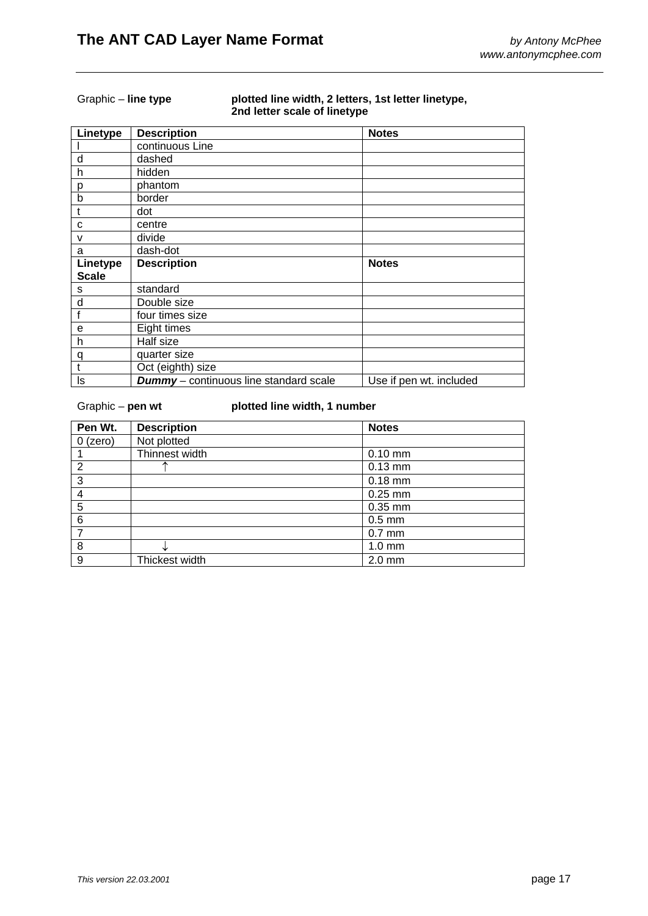Graphic – **line type** **plotted line width, 2 letters, 1st letter linetype, 2nd letter scale of linetype**

| Linetype | Description | Notes |
|---|---|---|
| l | continuous Line | |
| d | dashed | |
| h | hidden | |
| p | phantom | |
| b | border | |
| t | dot | |
| c | centre | |
| v | divide | |
| a | dash-dot | |
| **Linetype Scale** | **Description** | **Notes** |
| s | standard | |
| d | Double size | |
| f | four times size | |
| e | Eight times | |
| h | Half size | |
| q | quarter size | |
| t | Oct (eighth) size | |
| ls | ***Dummy*** – continuous line standard scale | Use if pen wt. included |

Graphic – **pen wt** **plotted line width, 1 number**

| Pen Wt. | Description | Notes |
|---|---|---|
| 0 (zero) | Not plotted | |
| 1 | Thinnest width | 0.10 mm |
| 2 | ↑ | 0.13 mm |
| 3 | | 0.18 mm |
| 4 | | 0.25 mm |
| 5 | | 0.35 mm |
| 6 | | 0.5 mm |
| 7 | | 0.7 mm |
| 8 | ↓ | 1.0 mm |
| 9 | Thickest width | 2.0 mm |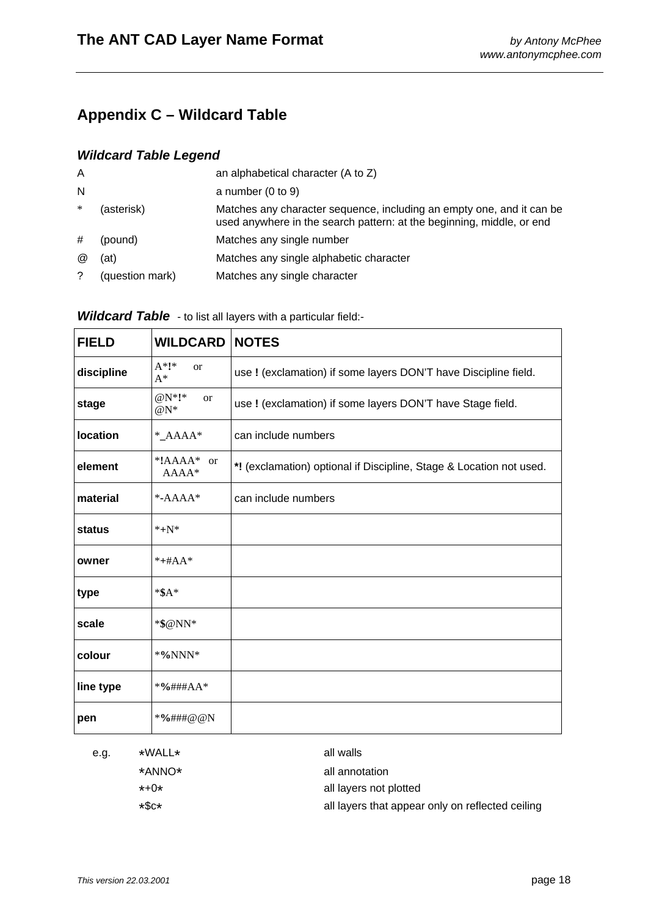## Appendix C – Wildcard Table

### *Wildcard Table Legend*

| | | |
|---|---|---|
| A | | an alphabetical character (A to Z) |
| N | | a number (0 to 9) |
| * | (asterisk) | Matches any character sequence, including an empty one, and it can be used anywhere in the search pattern: at the beginning, middle, or end |
| # | (pound) | Matches any single number |
| @ | (at) | Matches any single alphabetic character |
| ? | (question mark) | Matches any single character |

### *Wildcard Table* - to list all layers with a particular field:-

| FIELD | WILDCARD | NOTES |
|---|---|---|
| **discipline** | A***!*** or A* | use **!** (exclamation) if some layers DON'T have Discipline field. |
| **stage** | @N***!*** or @N* | use **!** (exclamation) if some layers DON'T have Stage field. |
| **location** | *_AAAA* | can include numbers |
| **element** | ***!**AAAA* or AAAA* | ***!** (exclamation) optional if Discipline, Stage & Location not used. |
| **material** | *-AAAA* | can include numbers |
| **status** | *+N* | |
| **owner** | *+#AA* | |
| **type** | *$A* | |
| **scale** | ***$**@NN* | |
| **colour** | ***%**NNN* | |
| **line type** | ***%**###AA* | |
| **pen** | ***%**###@@N | |

| e.g. | | |
|---|---|---|
| | *WALL* | all walls |
| | *ANNO* | all annotation |
| | *+0* | all layers not plotted |
| | *$c* | all layers that appear only on reflected ceiling |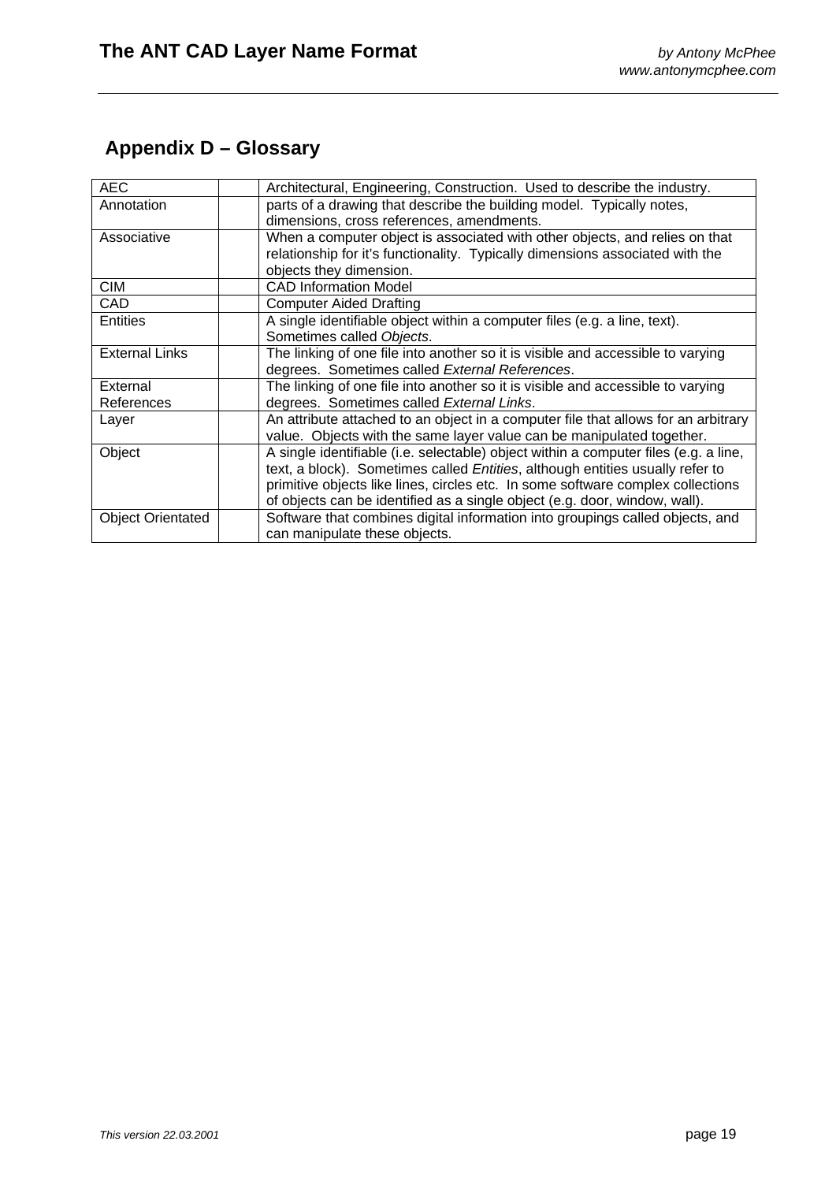## Appendix D – Glossary

| | | |
|---|---|---|
| AEC | | Architectural, Engineering, Construction. Used to describe the industry. |
| Annotation | | parts of a drawing that describe the building model. Typically notes, dimensions, cross references, amendments. |
| Associative | | When a computer object is associated with other objects, and relies on that relationship for it's functionality. Typically dimensions associated with the objects they dimension. |
| CIM | | CAD Information Model |
| CAD | | Computer Aided Drafting |
| Entities | | A single identifiable object within a computer files (e.g. a line, text). Sometimes called *Objects*. |
| External Links | | The linking of one file into another so it is visible and accessible to varying degrees. Sometimes called *External References*. |
| External References | | The linking of one file into another so it is visible and accessible to varying degrees. Sometimes called *External Links*. |
| Layer | | An attribute attached to an object in a computer file that allows for an arbitrary value. Objects with the same layer value can be manipulated together. |
| Object | | A single identifiable (i.e. selectable) object within a computer files (e.g. a line, text, a block). Sometimes called *Entities*, although entities usually refer to primitive objects like lines, circles etc. In some software complex collections of objects can be identified as a single object (e.g. door, window, wall). |
| Object Orientated | | Software that combines digital information into groupings called objects, and can manipulate these objects. |

*This version 22.03.2001*